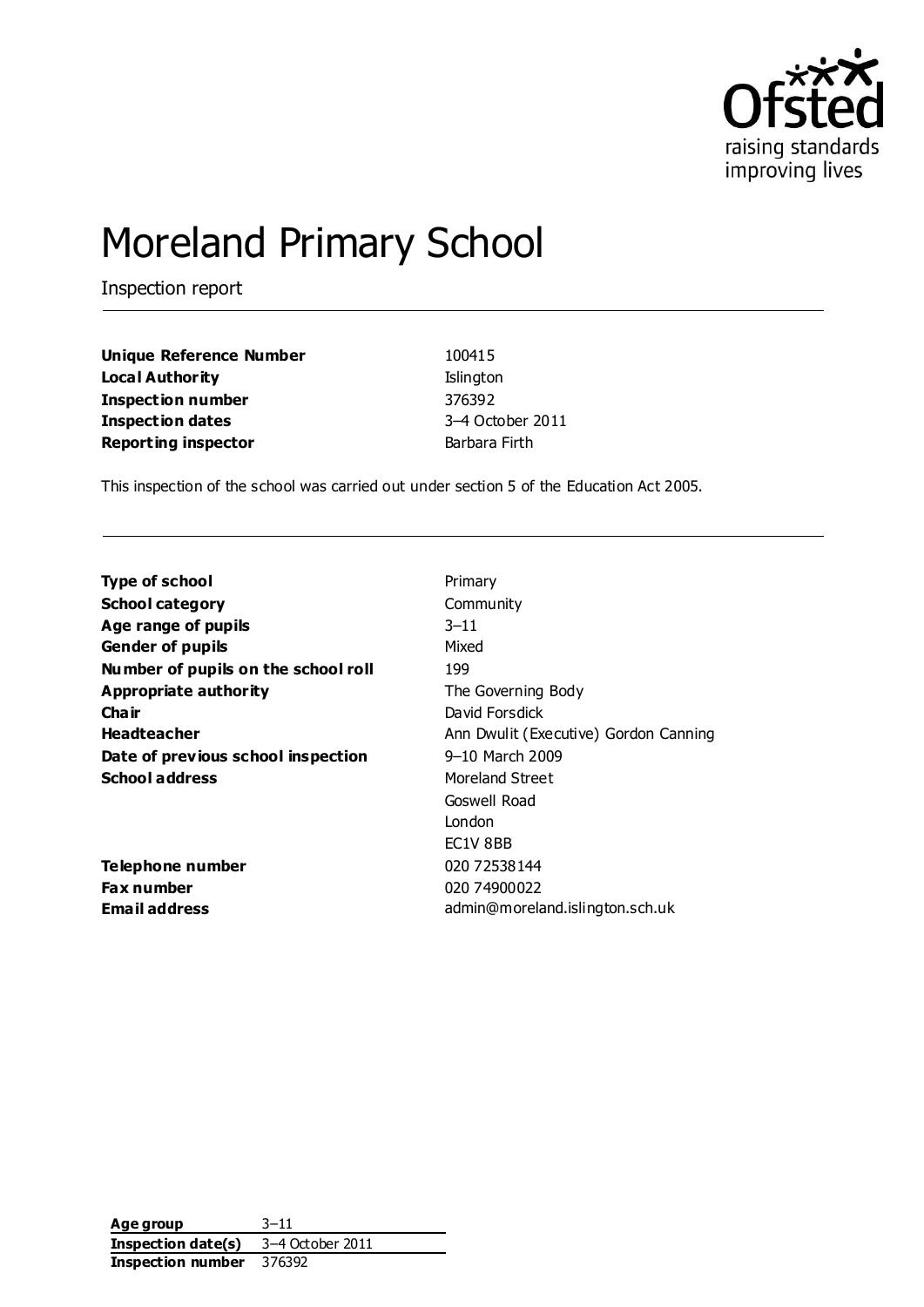# Moreland Primary School

Inspection report

| | |
|---|---|
| **Unique Reference Number** | 100415 |
| **Local Authority** | Islington |
| **Inspection number** | 376392 |
| **Inspection dates** | 3–4 October 2011 |
| **Reporting inspector** | Barbara Firth |

This inspection of the school was carried out under section 5 of the Education Act 2005.

| | |
|---|---|
| **Type of school** | Primary |
| **School category** | Community |
| **Age range of pupils** | 3–11 |
| **Gender of pupils** | Mixed |
| **Number of pupils on the school roll** | 199 |
| **Appropriate authority** | The Governing Body |
| **Chair** | David Forsdick |
| **Headteacher** | Ann Dwulit (Executive) Gordon Canning |
| **Date of previous school inspection** | 9–10 March 2009 |
| **School address** | Moreland Street<br>Goswell Road<br>London<br>EC1V 8BB |
| **Telephone number** | 020 72538144 |
| **Fax number** | 020 74900022 |
| **Email address** | admin@moreland.islington.sch.uk |

| | |
|---|---|
| **Age group** | 3–11 |
| **Inspection date(s)** | 3–4 October 2011 |
| **Inspection number** | 376392 |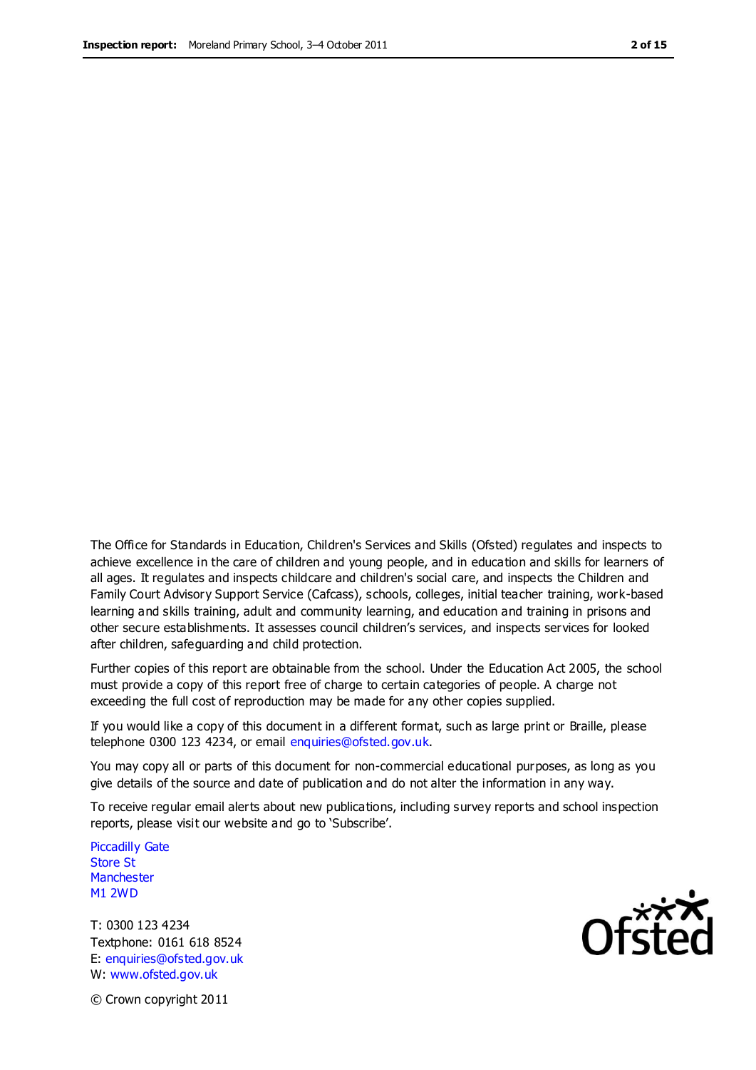The Office for Standards in Education, Children's Services and Skills (Ofsted) regulates and inspects to achieve excellence in the care of children and young people, and in education and skills for learners of all ages. It regulates and inspects childcare and children's social care, and inspects the Children and Family Court Advisory Support Service (Cafcass), schools, colleges, initial teacher training, work-based learning and skills training, adult and community learning, and education and training in prisons and other secure establishments. It assesses council children's services, and inspects services for looked after children, safeguarding and child protection.

Further copies of this report are obtainable from the school. Under the Education Act 2005, the school must provide a copy of this report free of charge to certain categories of people. A charge not exceeding the full cost of reproduction may be made for any other copies supplied.

If you would like a copy of this document in a different format, such as large print or Braille, please telephone 0300 123 4234, or email enquiries@ofsted.gov.uk.

You may copy all or parts of this document for non-commercial educational purposes, as long as you give details of the source and date of publication and do not alter the information in any way.

To receive regular email alerts about new publications, including survey reports and school inspection reports, please visit our website and go to 'Subscribe'.

Piccadilly Gate
Store St
Manchester
M1 2WD

T: 0300 123 4234
Textphone: 0161 618 8524
E: enquiries@ofsted.gov.uk
W: www.ofsted.gov.uk

© Crown copyright 2011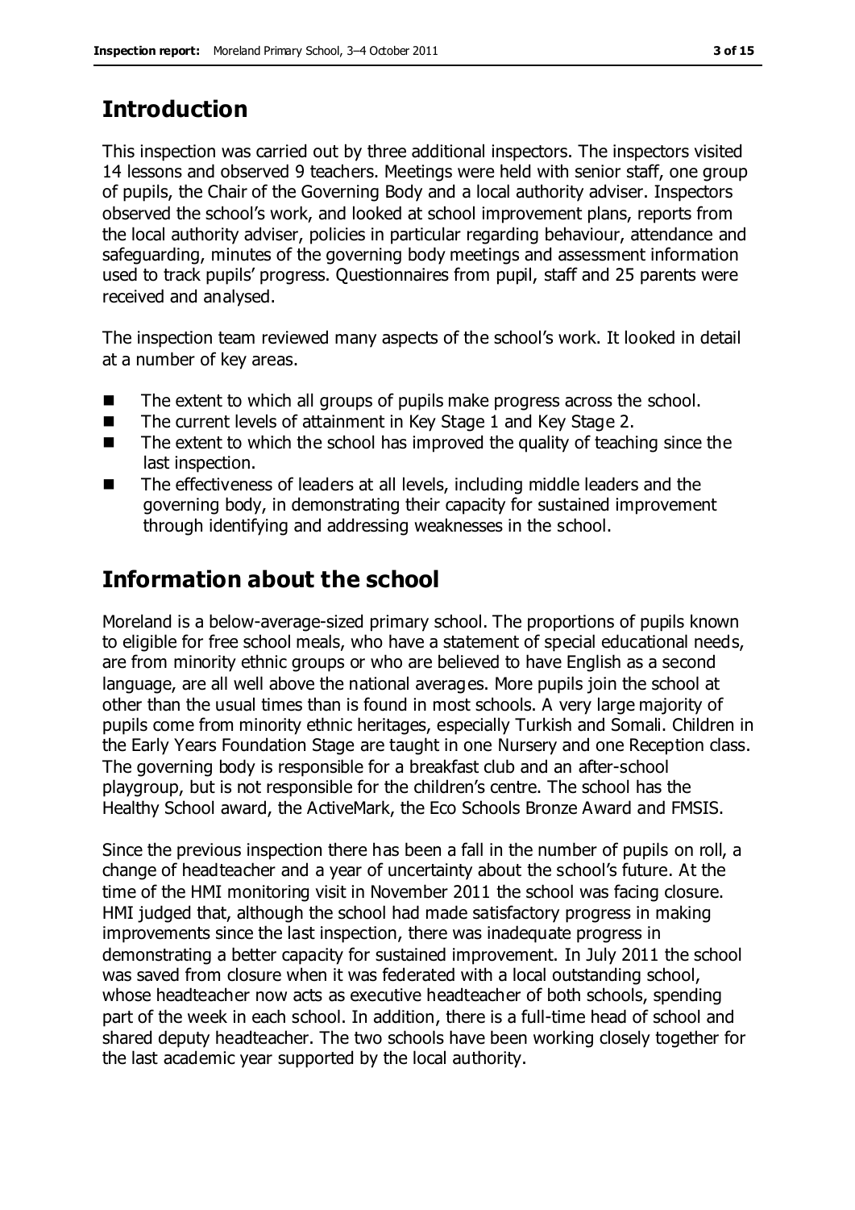## Introduction

This inspection was carried out by three additional inspectors. The inspectors visited 14 lessons and observed 9 teachers. Meetings were held with senior staff, one group of pupils, the Chair of the Governing Body and a local authority adviser. Inspectors observed the school's work, and looked at school improvement plans, reports from the local authority adviser, policies in particular regarding behaviour, attendance and safeguarding, minutes of the governing body meetings and assessment information used to track pupils' progress. Questionnaires from pupil, staff and 25 parents were received and analysed.

The inspection team reviewed many aspects of the school's work. It looked in detail at a number of key areas.

- The extent to which all groups of pupils make progress across the school.
- The current levels of attainment in Key Stage 1 and Key Stage 2.
- The extent to which the school has improved the quality of teaching since the last inspection.
- The effectiveness of leaders at all levels, including middle leaders and the governing body, in demonstrating their capacity for sustained improvement through identifying and addressing weaknesses in the school.

## Information about the school

Moreland is a below-average-sized primary school. The proportions of pupils known to eligible for free school meals, who have a statement of special educational needs, are from minority ethnic groups or who are believed to have English as a second language, are all well above the national averages. More pupils join the school at other than the usual times than is found in most schools. A very large majority of pupils come from minority ethnic heritages, especially Turkish and Somali. Children in the Early Years Foundation Stage are taught in one Nursery and one Reception class. The governing body is responsible for a breakfast club and an after-school playgroup, but is not responsible for the children's centre. The school has the Healthy School award, the ActiveMark, the Eco Schools Bronze Award and FMSIS.

Since the previous inspection there has been a fall in the number of pupils on roll, a change of headteacher and a year of uncertainty about the school's future. At the time of the HMI monitoring visit in November 2011 the school was facing closure. HMI judged that, although the school had made satisfactory progress in making improvements since the last inspection, there was inadequate progress in demonstrating a better capacity for sustained improvement. In July 2011 the school was saved from closure when it was federated with a local outstanding school, whose headteacher now acts as executive headteacher of both schools, spending part of the week in each school. In addition, there is a full-time head of school and shared deputy headteacher. The two schools have been working closely together for the last academic year supported by the local authority.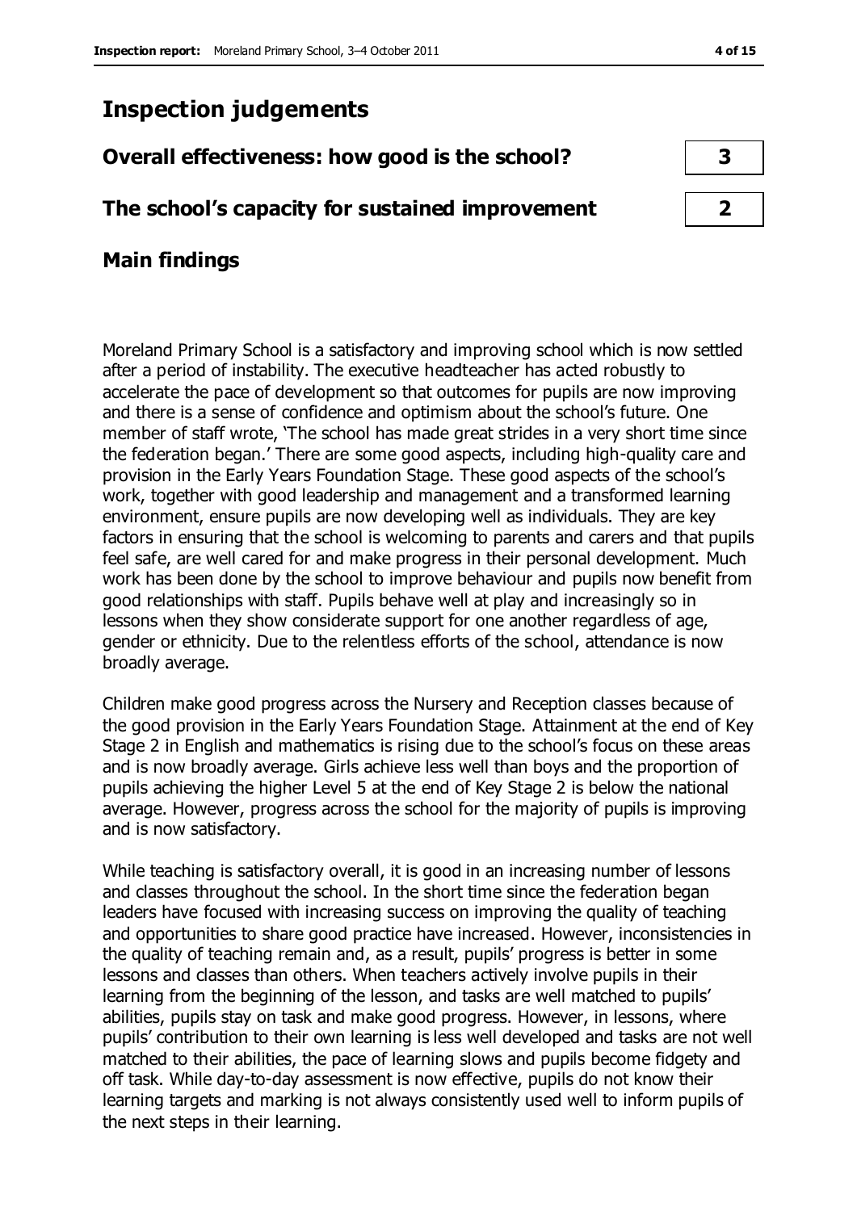# Inspection judgements

| Overall effectiveness: how good is the school? | 3 |
|---|---|
| **The school's capacity for sustained improvement** | **2** |

## Main findings

Moreland Primary School is a satisfactory and improving school which is now settled after a period of instability. The executive headteacher has acted robustly to accelerate the pace of development so that outcomes for pupils are now improving and there is a sense of confidence and optimism about the school's future. One member of staff wrote, 'The school has made great strides in a very short time since the federation began.' There are some good aspects, including high-quality care and provision in the Early Years Foundation Stage. These good aspects of the school's work, together with good leadership and management and a transformed learning environment, ensure pupils are now developing well as individuals. They are key factors in ensuring that the school is welcoming to parents and carers and that pupils feel safe, are well cared for and make progress in their personal development. Much work has been done by the school to improve behaviour and pupils now benefit from good relationships with staff. Pupils behave well at play and increasingly so in lessons when they show considerate support for one another regardless of age, gender or ethnicity. Due to the relentless efforts of the school, attendance is now broadly average.

Children make good progress across the Nursery and Reception classes because of the good provision in the Early Years Foundation Stage. Attainment at the end of Key Stage 2 in English and mathematics is rising due to the school's focus on these areas and is now broadly average. Girls achieve less well than boys and the proportion of pupils achieving the higher Level 5 at the end of Key Stage 2 is below the national average. However, progress across the school for the majority of pupils is improving and is now satisfactory.

While teaching is satisfactory overall, it is good in an increasing number of lessons and classes throughout the school. In the short time since the federation began leaders have focused with increasing success on improving the quality of teaching and opportunities to share good practice have increased. However, inconsistencies in the quality of teaching remain and, as a result, pupils' progress is better in some lessons and classes than others. When teachers actively involve pupils in their learning from the beginning of the lesson, and tasks are well matched to pupils' abilities, pupils stay on task and make good progress. However, in lessons, where pupils' contribution to their own learning is less well developed and tasks are not well matched to their abilities, the pace of learning slows and pupils become fidgety and off task. While day-to-day assessment is now effective, pupils do not know their learning targets and marking is not always consistently used well to inform pupils of the next steps in their learning.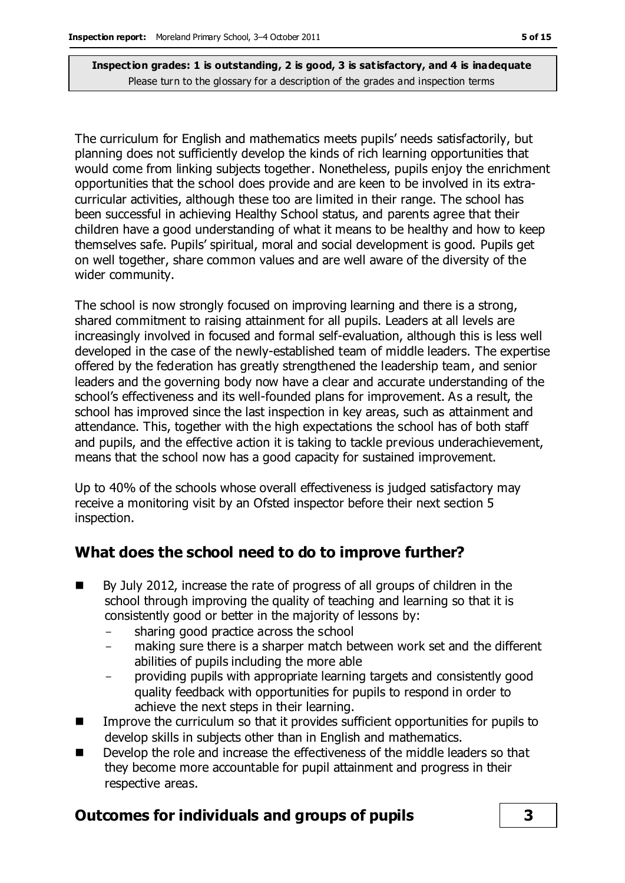The curriculum for English and mathematics meets pupils' needs satisfactorily, but planning does not sufficiently develop the kinds of rich learning opportunities that would come from linking subjects together. Nonetheless, pupils enjoy the enrichment opportunities that the school does provide and are keen to be involved in its extra-curricular activities, although these too are limited in their range. The school has been successful in achieving Healthy School status, and parents agree that their children have a good understanding of what it means to be healthy and how to keep themselves safe. Pupils' spiritual, moral and social development is good. Pupils get on well together, share common values and are well aware of the diversity of the wider community.

The school is now strongly focused on improving learning and there is a strong, shared commitment to raising attainment for all pupils. Leaders at all levels are increasingly involved in focused and formal self-evaluation, although this is less well developed in the case of the newly-established team of middle leaders. The expertise offered by the federation has greatly strengthened the leadership team, and senior leaders and the governing body now have a clear and accurate understanding of the school's effectiveness and its well-founded plans for improvement. As a result, the school has improved since the last inspection in key areas, such as attainment and attendance. This, together with the high expectations the school has of both staff and pupils, and the effective action it is taking to tackle previous underachievement, means that the school now has a good capacity for sustained improvement.

Up to 40% of the schools whose overall effectiveness is judged satisfactory may receive a monitoring visit by an Ofsted inspector before their next section 5 inspection.

## What does the school need to do to improve further?

- By July 2012, increase the rate of progress of all groups of children in the school through improving the quality of teaching and learning so that it is consistently good or better in the majority of lessons by:
  - sharing good practice across the school
  - making sure there is a sharper match between work set and the different abilities of pupils including the more able
  - providing pupils with appropriate learning targets and consistently good quality feedback with opportunities for pupils to respond in order to achieve the next steps in their learning.
- Improve the curriculum so that it provides sufficient opportunities for pupils to develop skills in subjects other than in English and mathematics.
- Develop the role and increase the effectiveness of the middle leaders so that they become more accountable for pupil attainment and progress in their respective areas.

## Outcomes for individuals and groups of pupils **3**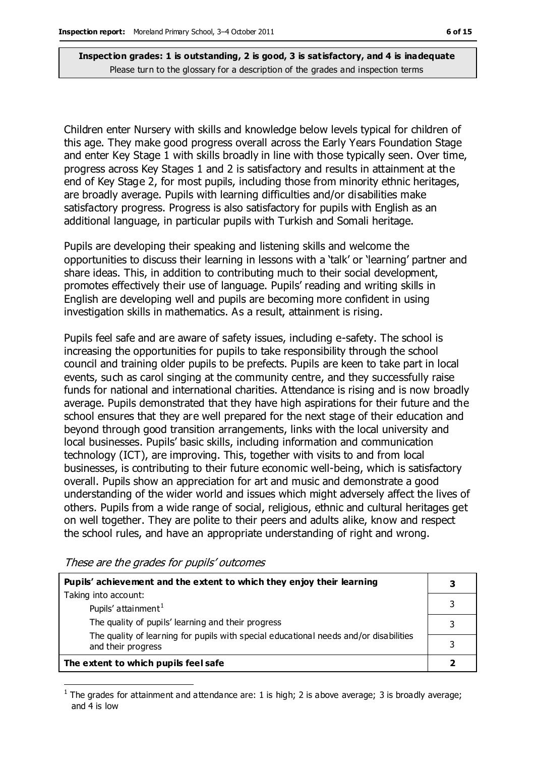**Inspection grades: 1 is outstanding, 2 is good, 3 is satisfactory, and 4 is inadequate**
Please turn to the glossary for a description of the grades and inspection terms

Children enter Nursery with skills and knowledge below levels typical for children of this age. They make good progress overall across the Early Years Foundation Stage and enter Key Stage 1 with skills broadly in line with those typically seen. Over time, progress across Key Stages 1 and 2 is satisfactory and results in attainment at the end of Key Stage 2, for most pupils, including those from minority ethnic heritages, are broadly average. Pupils with learning difficulties and/or disabilities make satisfactory progress. Progress is also satisfactory for pupils with English as an additional language, in particular pupils with Turkish and Somali heritage.

Pupils are developing their speaking and listening skills and welcome the opportunities to discuss their learning in lessons with a 'talk' or 'learning' partner and share ideas. This, in addition to contributing much to their social development, promotes effectively their use of language. Pupils' reading and writing skills in English are developing well and pupils are becoming more confident in using investigation skills in mathematics. As a result, attainment is rising.

Pupils feel safe and are aware of safety issues, including e-safety. The school is increasing the opportunities for pupils to take responsibility through the school council and training older pupils to be prefects. Pupils are keen to take part in local events, such as carol singing at the community centre, and they successfully raise funds for national and international charities. Attendance is rising and is now broadly average. Pupils demonstrated that they have high aspirations for their future and the school ensures that they are well prepared for the next stage of their education and beyond through good transition arrangements, links with the local university and local businesses. Pupils' basic skills, including information and communication technology (ICT), are improving. This, together with visits to and from local businesses, is contributing to their future economic well-being, which is satisfactory overall. Pupils show an appreciation for art and music and demonstrate a good understanding of the wider world and issues which might adversely affect the lives of others. Pupils from a wide range of social, religious, ethnic and cultural heritages get on well together. They are polite to their peers and adults alike, know and respect the school rules, and have an appropriate understanding of right and wrong.

*These are the grades for pupils' outcomes*

| **Pupils' achievement and the extent to which they enjoy their learning** | **3** |
|---|---|
| Taking into account:<br>Pupils' attainment[1] | 3 |
| The quality of pupils' learning and their progress | 3 |
| The quality of learning for pupils with special educational needs and/or disabilities and their progress | 3 |
| **The extent to which pupils feel safe** | **2** |

[1] The grades for attainment and attendance are: 1 is high; 2 is above average; 3 is broadly average; and 4 is low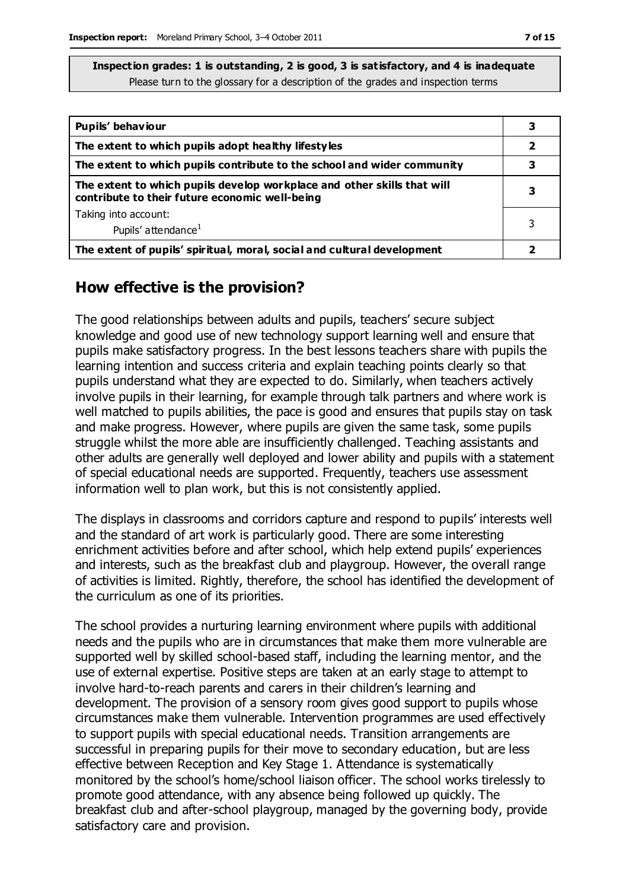**Inspection grades: 1 is outstanding, 2 is good, 3 is satisfactory, and 4 is inadequate**
Please turn to the glossary for a description of the grades and inspection terms

| | |
|---|---|
| **Pupils' behaviour** | **3** |
| **The extent to which pupils adopt healthy lifestyles** | **2** |
| **The extent to which pupils contribute to the school and wider community** | **3** |
| **The extent to which pupils develop workplace and other skills that will contribute to their future economic well-being** | **3** |
| Taking into account: Pupils' attendance[1] | 3 |
| **The extent of pupils' spiritual, moral, social and cultural development** | **2** |

## How effective is the provision?

The good relationships between adults and pupils, teachers' secure subject knowledge and good use of new technology support learning well and ensure that pupils make satisfactory progress. In the best lessons teachers share with pupils the learning intention and success criteria and explain teaching points clearly so that pupils understand what they are expected to do. Similarly, when teachers actively involve pupils in their learning, for example through talk partners and where work is well matched to pupils abilities, the pace is good and ensures that pupils stay on task and make progress. However, where pupils are given the same task, some pupils struggle whilst the more able are insufficiently challenged. Teaching assistants and other adults are generally well deployed and lower ability and pupils with a statement of special educational needs are supported. Frequently, teachers use assessment information well to plan work, but this is not consistently applied.

The displays in classrooms and corridors capture and respond to pupils' interests well and the standard of art work is particularly good. There are some interesting enrichment activities before and after school, which help extend pupils' experiences and interests, such as the breakfast club and playgroup. However, the overall range of activities is limited. Rightly, therefore, the school has identified the development of the curriculum as one of its priorities.

The school provides a nurturing learning environment where pupils with additional needs and the pupils who are in circumstances that make them more vulnerable are supported well by skilled school-based staff, including the learning mentor, and the use of external expertise. Positive steps are taken at an early stage to attempt to involve hard-to-reach parents and carers in their children's learning and development. The provision of a sensory room gives good support to pupils whose circumstances make them vulnerable. Intervention programmes are used effectively to support pupils with special educational needs. Transition arrangements are successful in preparing pupils for their move to secondary education, but are less effective between Reception and Key Stage 1. Attendance is systematically monitored by the school's home/school liaison officer. The school works tirelessly to promote good attendance, with any absence being followed up quickly. The breakfast club and after-school playgroup, managed by the governing body, provide satisfactory care and provision.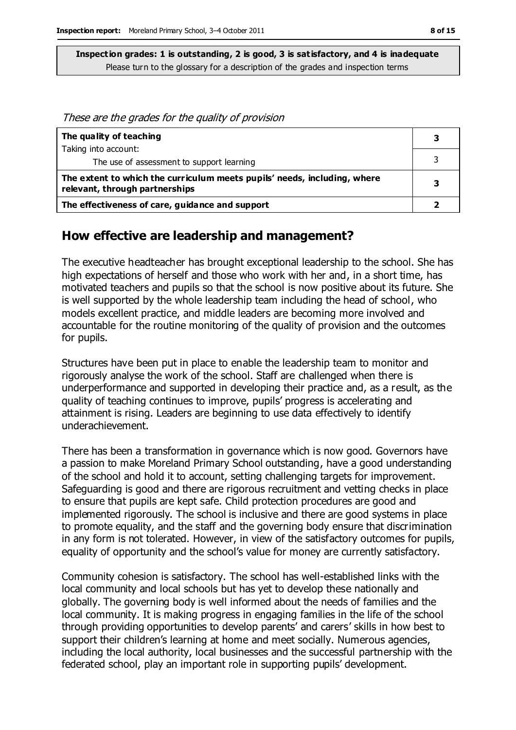**Inspection grades: 1 is outstanding, 2 is good, 3 is satisfactory, and 4 is inadequate**
Please turn to the glossary for a description of the grades and inspection terms

*These are the grades for the quality of provision*

| | |
|---|---|
| **The quality of teaching** | **3** |
| Taking into account: The use of assessment to support learning | 3 |
| **The extent to which the curriculum meets pupils' needs, including, where relevant, through partnerships** | **3** |
| **The effectiveness of care, guidance and support** | **2** |

## How effective are leadership and management?

The executive headteacher has brought exceptional leadership to the school. She has high expectations of herself and those who work with her and, in a short time, has motivated teachers and pupils so that the school is now positive about its future. She is well supported by the whole leadership team including the head of school, who models excellent practice, and middle leaders are becoming more involved and accountable for the routine monitoring of the quality of provision and the outcomes for pupils.

Structures have been put in place to enable the leadership team to monitor and rigorously analyse the work of the school. Staff are challenged when there is underperformance and supported in developing their practice and, as a result, as the quality of teaching continues to improve, pupils' progress is accelerating and attainment is rising. Leaders are beginning to use data effectively to identify underachievement.

There has been a transformation in governance which is now good. Governors have a passion to make Moreland Primary School outstanding, have a good understanding of the school and hold it to account, setting challenging targets for improvement. Safeguarding is good and there are rigorous recruitment and vetting checks in place to ensure that pupils are kept safe. Child protection procedures are good and implemented rigorously. The school is inclusive and there are good systems in place to promote equality, and the staff and the governing body ensure that discrimination in any form is not tolerated. However, in view of the satisfactory outcomes for pupils, equality of opportunity and the school's value for money are currently satisfactory.

Community cohesion is satisfactory. The school has well-established links with the local community and local schools but has yet to develop these nationally and globally. The governing body is well informed about the needs of families and the local community. It is making progress in engaging families in the life of the school through providing opportunities to develop parents' and carers' skills in how best to support their children's learning at home and meet socially. Numerous agencies, including the local authority, local businesses and the successful partnership with the federated school, play an important role in supporting pupils' development.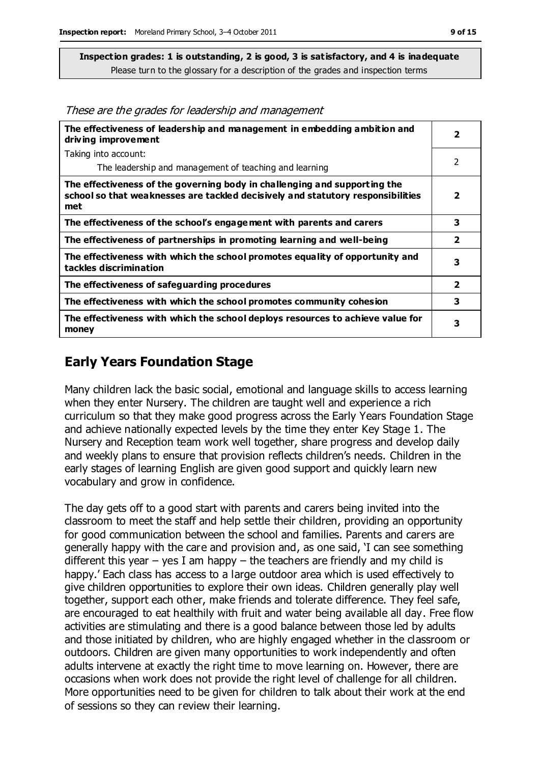**Inspection grades: 1 is outstanding, 2 is good, 3 is satisfactory, and 4 is inadequate**
Please turn to the glossary for a description of the grades and inspection terms

*These are the grades for leadership and management*

| | |
|---|---|
| **The effectiveness of leadership and management in embedding ambition and driving improvement** | **2** |
| Taking into account:<br>The leadership and management of teaching and learning | 2 |
| **The effectiveness of the governing body in challenging and supporting the school so that weaknesses are tackled decisively and statutory responsibilities met** | **2** |
| **The effectiveness of the school's engagement with parents and carers** | **3** |
| **The effectiveness of partnerships in promoting learning and well-being** | **2** |
| **The effectiveness with which the school promotes equality of opportunity and tackles discrimination** | **3** |
| **The effectiveness of safeguarding procedures** | **2** |
| **The effectiveness with which the school promotes community cohesion** | **3** |
| **The effectiveness with which the school deploys resources to achieve value for money** | **3** |

## Early Years Foundation Stage

Many children lack the basic social, emotional and language skills to access learning when they enter Nursery. The children are taught well and experience a rich curriculum so that they make good progress across the Early Years Foundation Stage and achieve nationally expected levels by the time they enter Key Stage 1. The Nursery and Reception team work well together, share progress and develop daily and weekly plans to ensure that provision reflects children's needs. Children in the early stages of learning English are given good support and quickly learn new vocabulary and grow in confidence.

The day gets off to a good start with parents and carers being invited into the classroom to meet the staff and help settle their children, providing an opportunity for good communication between the school and families. Parents and carers are generally happy with the care and provision and, as one said, 'I can see something different this year – yes I am happy – the teachers are friendly and my child is happy.' Each class has access to a large outdoor area which is used effectively to give children opportunities to explore their own ideas. Children generally play well together, support each other, make friends and tolerate difference. They feel safe, are encouraged to eat healthily with fruit and water being available all day. Free flow activities are stimulating and there is a good balance between those led by adults and those initiated by children, who are highly engaged whether in the classroom or outdoors. Children are given many opportunities to work independently and often adults intervene at exactly the right time to move learning on. However, there are occasions when work does not provide the right level of challenge for all children. More opportunities need to be given for children to talk about their work at the end of sessions so they can review their learning.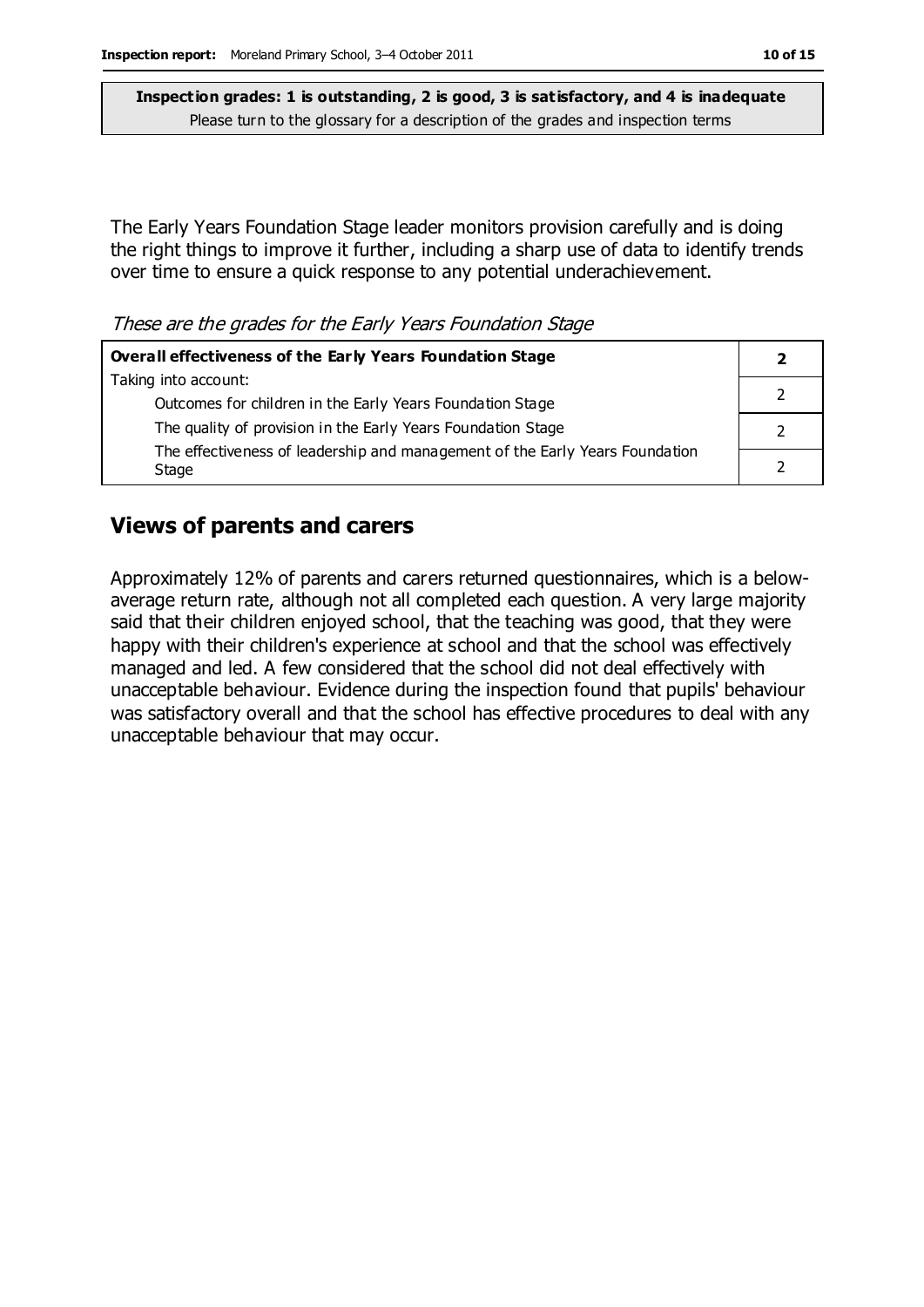**Inspection grades: 1 is outstanding, 2 is good, 3 is satisfactory, and 4 is inadequate**
Please turn to the glossary for a description of the grades and inspection terms

The Early Years Foundation Stage leader monitors provision carefully and is doing the right things to improve it further, including a sharp use of data to identify trends over time to ensure a quick response to any potential underachievement.

*These are the grades for the Early Years Foundation Stage*

| **Overall effectiveness of the Early Years Foundation Stage** | **2** |
|---|---|
| Taking into account:<br>Outcomes for children in the Early Years Foundation Stage | 2 |
| The quality of provision in the Early Years Foundation Stage | 2 |
| The effectiveness of leadership and management of the Early Years Foundation Stage | 2 |

## Views of parents and carers

Approximately 12% of parents and carers returned questionnaires, which is a below-average return rate, although not all completed each question. A very large majority said that their children enjoyed school, that the teaching was good, that they were happy with their children's experience at school and that the school was effectively managed and led. A few considered that the school did not deal effectively with unacceptable behaviour. Evidence during the inspection found that pupils' behaviour was satisfactory overall and that the school has effective procedures to deal with any unacceptable behaviour that may occur.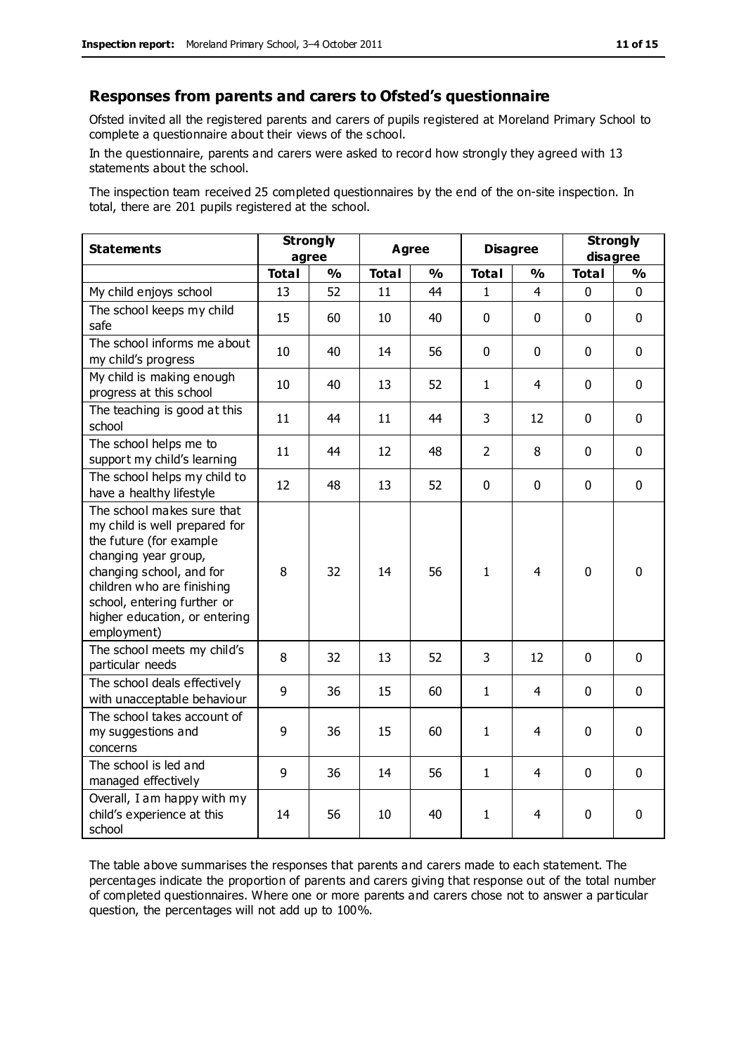## Responses from parents and carers to Ofsted's questionnaire

Ofsted invited all the registered parents and carers of pupils registered at Moreland Primary School to complete a questionnaire about their views of the school.

In the questionnaire, parents and carers were asked to record how strongly they agreed with 13 statements about the school.

The inspection team received 25 completed questionnaires by the end of the on-site inspection. In total, there are 201 pupils registered at the school.

| Statements | Strongly agree | | Agree | | Disagree | | Strongly disagree | |
|---|---|---|---|---|---|---|---|---|
| | Total | % | Total | % | Total | % | Total | % |
| My child enjoys school | 13 | 52 | 11 | 44 | 1 | 4 | 0 | 0 |
| The school keeps my child safe | 15 | 60 | 10 | 40 | 0 | 0 | 0 | 0 |
| The school informs me about my child's progress | 10 | 40 | 14 | 56 | 0 | 0 | 0 | 0 |
| My child is making enough progress at this school | 10 | 40 | 13 | 52 | 1 | 4 | 0 | 0 |
| The teaching is good at this school | 11 | 44 | 11 | 44 | 3 | 12 | 0 | 0 |
| The school helps me to support my child's learning | 11 | 44 | 12 | 48 | 2 | 8 | 0 | 0 |
| The school helps my child to have a healthy lifestyle | 12 | 48 | 13 | 52 | 0 | 0 | 0 | 0 |
| The school makes sure that my child is well prepared for the future (for example changing year group, changing school, and for children who are finishing school, entering further or higher education, or entering employment) | 8 | 32 | 14 | 56 | 1 | 4 | 0 | 0 |
| The school meets my child's particular needs | 8 | 32 | 13 | 52 | 3 | 12 | 0 | 0 |
| The school deals effectively with unacceptable behaviour | 9 | 36 | 15 | 60 | 1 | 4 | 0 | 0 |
| The school takes account of my suggestions and concerns | 9 | 36 | 15 | 60 | 1 | 4 | 0 | 0 |
| The school is led and managed effectively | 9 | 36 | 14 | 56 | 1 | 4 | 0 | 0 |
| Overall, I am happy with my child's experience at this school | 14 | 56 | 10 | 40 | 1 | 4 | 0 | 0 |

The table above summarises the responses that parents and carers made to each statement. The percentages indicate the proportion of parents and carers giving that response out of the total number of completed questionnaires. Where one or more parents and carers chose not to answer a particular question, the percentages will not add up to 100%.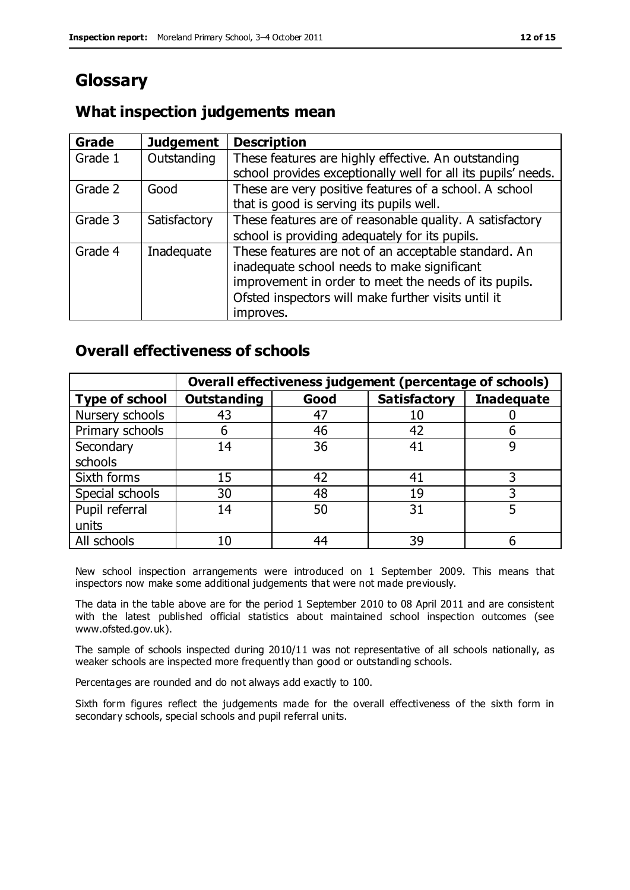# Glossary

## What inspection judgements mean

| Grade | Judgement | Description |
|---|---|---|
| Grade 1 | Outstanding | These features are highly effective. An outstanding school provides exceptionally well for all its pupils' needs. |
| Grade 2 | Good | These are very positive features of a school. A school that is good is serving its pupils well. |
| Grade 3 | Satisfactory | These features are of reasonable quality. A satisfactory school is providing adequately for its pupils. |
| Grade 4 | Inadequate | These features are not of an acceptable standard. An inadequate school needs to make significant improvement in order to meet the needs of its pupils. Ofsted inspectors will make further visits until it improves. |

## Overall effectiveness of schools

| | Overall effectiveness judgement (percentage of schools) | | | |
|---|---|---|---|---|
| **Type of school** | **Outstanding** | **Good** | **Satisfactory** | **Inadequate** |
| Nursery schools | 43 | 47 | 10 | 0 |
| Primary schools | 6 | 46 | 42 | 6 |
| Secondary schools | 14 | 36 | 41 | 9 |
| Sixth forms | 15 | 42 | 41 | 3 |
| Special schools | 30 | 48 | 19 | 3 |
| Pupil referral units | 14 | 50 | 31 | 5 |
| All schools | 10 | 44 | 39 | 6 |

New school inspection arrangements were introduced on 1 September 2009. This means that inspectors now make some additional judgements that were not made previously.

The data in the table above are for the period 1 September 2010 to 08 April 2011 and are consistent with the latest published official statistics about maintained school inspection outcomes (see www.ofsted.gov.uk).

The sample of schools inspected during 2010/11 was not representative of all schools nationally, as weaker schools are inspected more frequently than good or outstanding schools.

Percentages are rounded and do not always add exactly to 100.

Sixth form figures reflect the judgements made for the overall effectiveness of the sixth form in secondary schools, special schools and pupil referral units.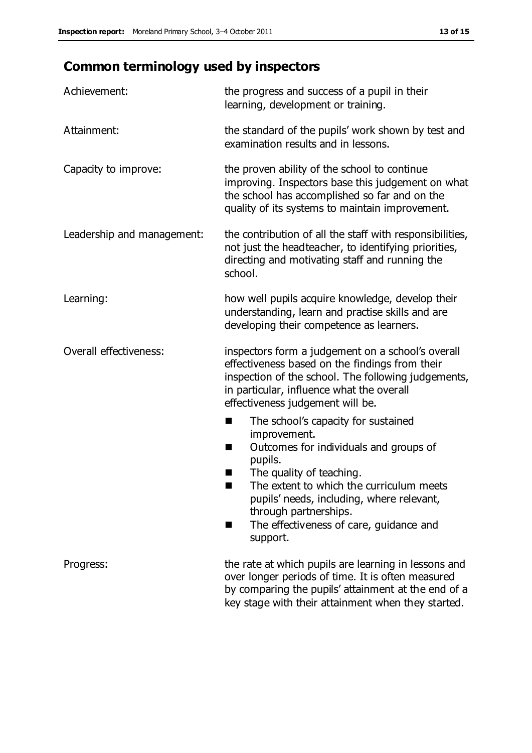## Common terminology used by inspectors

| | |
|---|---|
| Achievement: | the progress and success of a pupil in their learning, development or training. |
| Attainment: | the standard of the pupils' work shown by test and examination results and in lessons. |
| Capacity to improve: | the proven ability of the school to continue improving. Inspectors base this judgement on what the school has accomplished so far and on the quality of its systems to maintain improvement. |
| Leadership and management: | the contribution of all the staff with responsibilities, not just the headteacher, to identifying priorities, directing and motivating staff and running the school. |
| Learning: | how well pupils acquire knowledge, develop their understanding, learn and practise skills and are developing their competence as learners. |
| Overall effectiveness: | inspectors form a judgement on a school's overall effectiveness based on the findings from their inspection of the school. The following judgements, in particular, influence what the overall effectiveness judgement will be.<br>■ The school's capacity for sustained improvement.<br>■ Outcomes for individuals and groups of pupils.<br>■ The quality of teaching.<br>■ The extent to which the curriculum meets pupils' needs, including, where relevant, through partnerships.<br>■ The effectiveness of care, guidance and support. |
| Progress: | the rate at which pupils are learning in lessons and over longer periods of time. It is often measured by comparing the pupils' attainment at the end of a key stage with their attainment when they started. |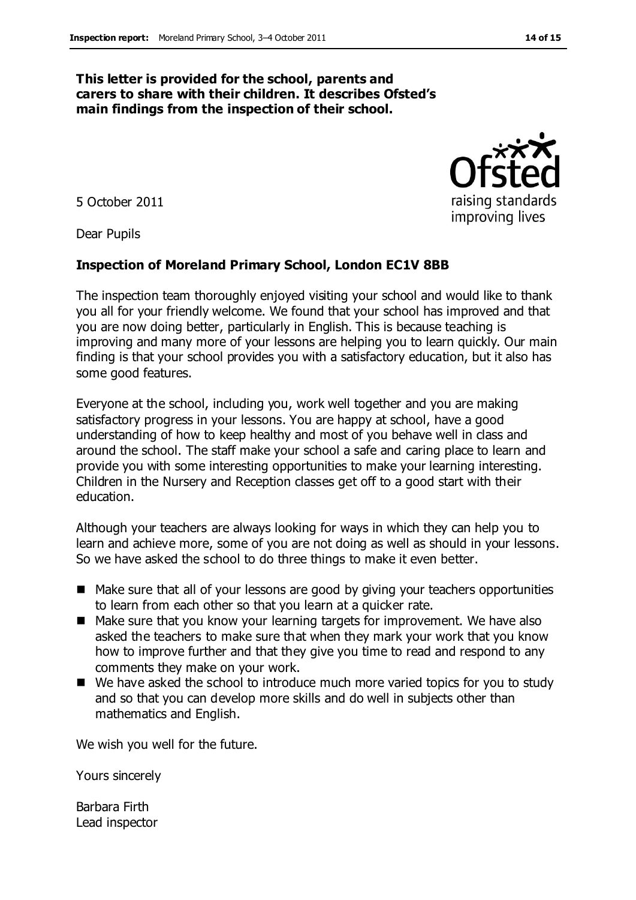**This letter is provided for the school, parents and carers to share with their children. It describes Ofsted's main findings from the inspection of their school.**

5 October 2011

Dear Pupils

**Inspection of Moreland Primary School, London EC1V 8BB**

The inspection team thoroughly enjoyed visiting your school and would like to thank you all for your friendly welcome. We found that your school has improved and that you are now doing better, particularly in English. This is because teaching is improving and many more of your lessons are helping you to learn quickly. Our main finding is that your school provides you with a satisfactory education, but it also has some good features.

Everyone at the school, including you, work well together and you are making satisfactory progress in your lessons. You are happy at school, have a good understanding of how to keep healthy and most of you behave well in class and around the school. The staff make your school a safe and caring place to learn and provide you with some interesting opportunities to make your learning interesting. Children in the Nursery and Reception classes get off to a good start with their education.

Although your teachers are always looking for ways in which they can help you to learn and achieve more, some of you are not doing as well as should in your lessons. So we have asked the school to do three things to make it even better.

- Make sure that all of your lessons are good by giving your teachers opportunities to learn from each other so that you learn at a quicker rate.
- Make sure that you know your learning targets for improvement. We have also asked the teachers to make sure that when they mark your work that you know how to improve further and that they give you time to read and respond to any comments they make on your work.
- We have asked the school to introduce much more varied topics for you to study and so that you can develop more skills and do well in subjects other than mathematics and English.

We wish you well for the future.

Yours sincerely

Barbara Firth
Lead inspector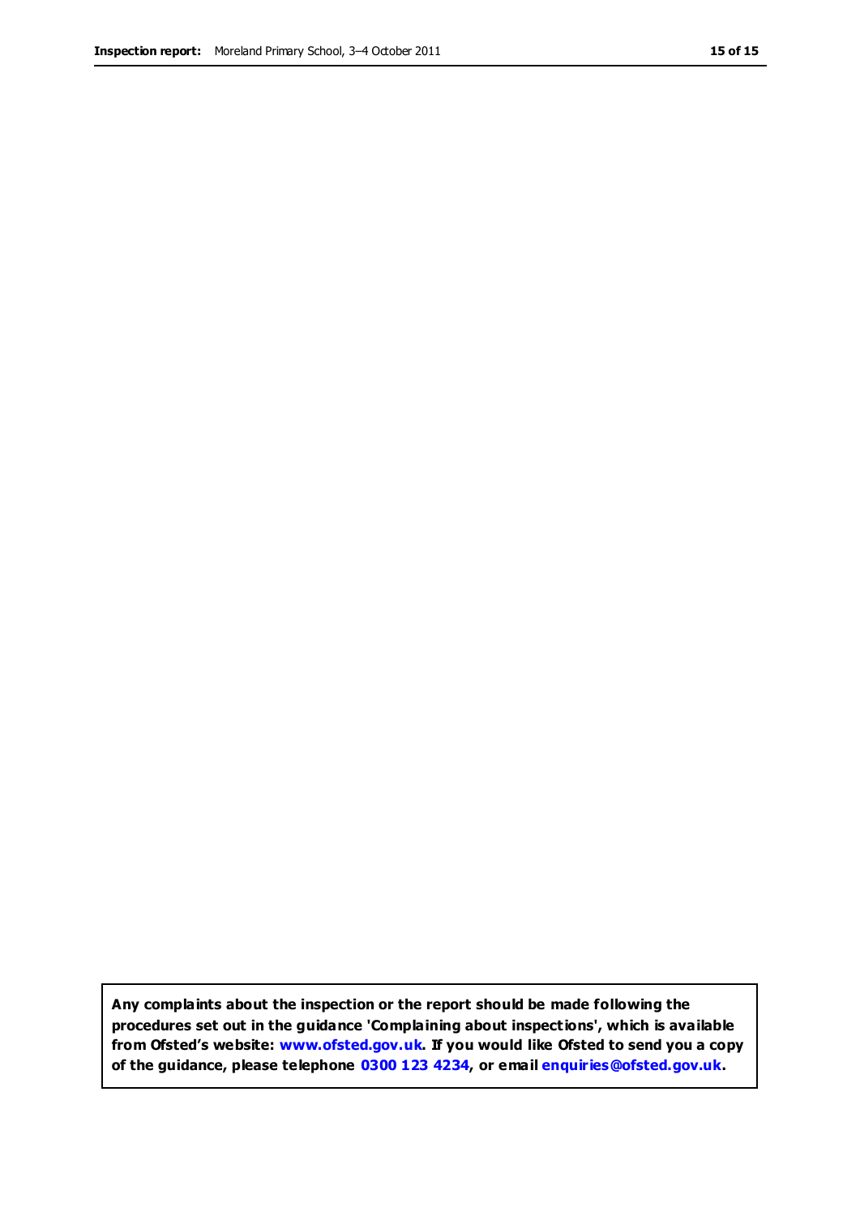**Any complaints about the inspection or the report should be made following the procedures set out in the guidance 'Complaining about inspections', which is available from Ofsted's website: www.ofsted.gov.uk. If you would like Ofsted to send you a copy of the guidance, please telephone 0300 123 4234, or email enquiries@ofsted.gov.uk.**